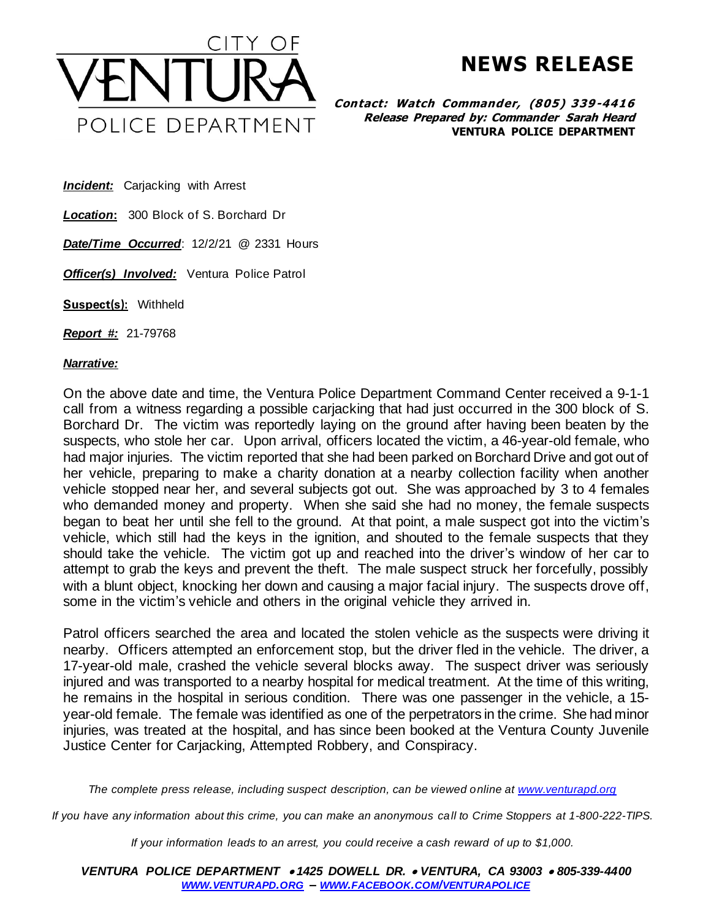CITY OF VENTURA POLICE DEPARTMENT

# NEWS RELEASE

***Contact: Watch Commander, (805) 339-4416***
***Release Prepared by: Commander Sarah Heard***
**VENTURA POLICE DEPARTMENT**

***Incident:*** Carjacking with Arrest

***Location*:** 300 Block of S. Borchard Dr

***Date/Time Occurred***: 12/2/21 @ 2331 Hours

***Officer(s) Involved:*** Ventura Police Patrol

**Suspect(s):** Withheld

***Report #:*** 21-79768

***Narrative:***

On the above date and time, the Ventura Police Department Command Center received a 9-1-1 call from a witness regarding a possible carjacking that had just occurred in the 300 block of S. Borchard Dr. The victim was reportedly laying on the ground after having been beaten by the suspects, who stole her car. Upon arrival, officers located the victim, a 46-year-old female, who had major injuries. The victim reported that she had been parked on Borchard Drive and got out of her vehicle, preparing to make a charity donation at a nearby collection facility when another vehicle stopped near her, and several subjects got out. She was approached by 3 to 4 females who demanded money and property. When she said she had no money, the female suspects began to beat her until she fell to the ground. At that point, a male suspect got into the victim's vehicle, which still had the keys in the ignition, and shouted to the female suspects that they should take the vehicle. The victim got up and reached into the driver's window of her car to attempt to grab the keys and prevent the theft. The male suspect struck her forcefully, possibly with a blunt object, knocking her down and causing a major facial injury. The suspects drove off, some in the victim's vehicle and others in the original vehicle they arrived in.

Patrol officers searched the area and located the stolen vehicle as the suspects were driving it nearby. Officers attempted an enforcement stop, but the driver fled in the vehicle. The driver, a 17-year-old male, crashed the vehicle several blocks away. The suspect driver was seriously injured and was transported to a nearby hospital for medical treatment. At the time of this writing, he remains in the hospital in serious condition. There was one passenger in the vehicle, a 15-year-old female. The female was identified as one of the perpetrators in the crime. She had minor injuries, was treated at the hospital, and has since been booked at the Ventura County Juvenile Justice Center for Carjacking, Attempted Robbery, and Conspiracy.

*The complete press release, including suspect description, can be viewed online at [www.venturapd.org](http://www.venturapd.org)*

*If you have any information about this crime, you can make an anonymous call to Crime Stoppers at 1-800-222-TIPS.*

*If your information leads to an arrest, you could receive a cash reward of up to $1,000.*

***VENTURA POLICE DEPARTMENT • 1425 DOWELL DR. • VENTURA, CA 93003 • 805-339-4400***
***[WWW.VENTURAPD.ORG](http://www.venturapd.org) – [WWW.FACEBOOK.COM/VENTURAPOLICE](http://www.facebook.com/venturapolice)***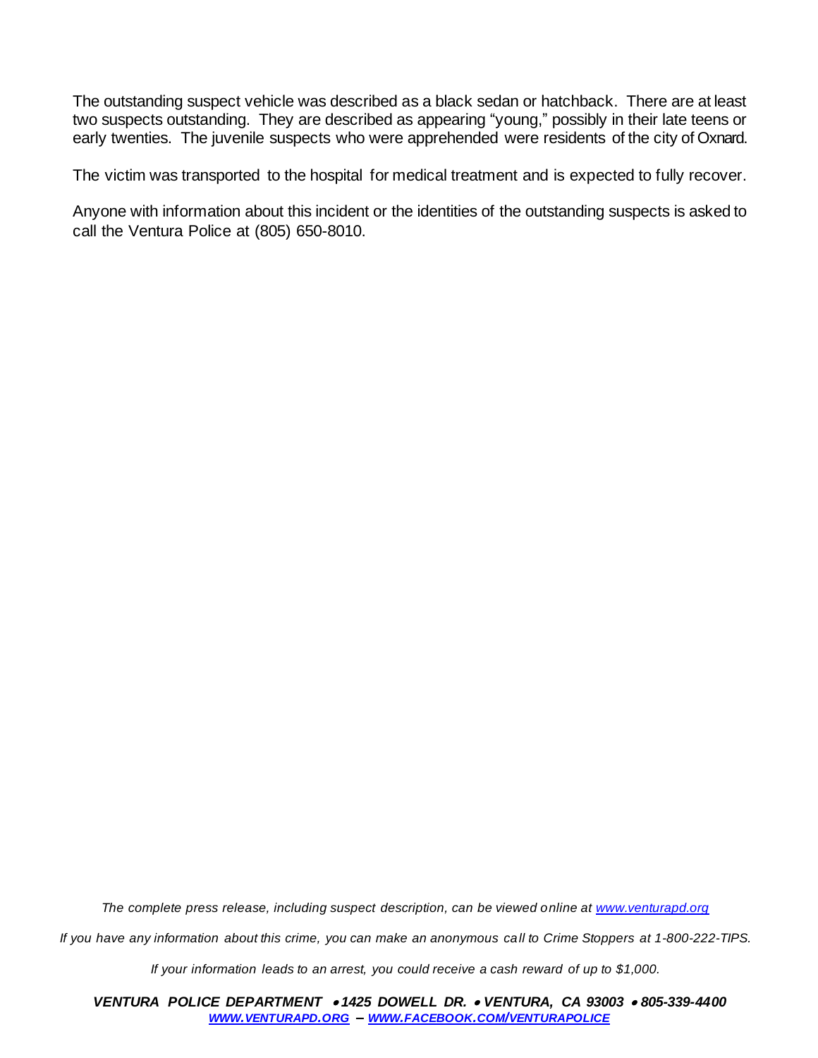The outstanding suspect vehicle was described as a black sedan or hatchback. There are at least two suspects outstanding. They are described as appearing "young," possibly in their late teens or early twenties. The juvenile suspects who were apprehended were residents of the city of Oxnard.

The victim was transported to the hospital for medical treatment and is expected to fully recover.

Anyone with information about this incident or the identities of the outstanding suspects is asked to call the Ventura Police at (805) 650-8010.

*The complete press release, including suspect description, can be viewed online at [www.venturapd.org](http://www.venturapd.org)*

*If you have any information about this crime, you can make an anonymous call to Crime Stoppers at 1-800-222-TIPS.*

*If your information leads to an arrest, you could receive a cash reward of up to $1,000.*

***VENTURA POLICE DEPARTMENT • 1425 DOWELL DR. • VENTURA, CA 93003 • 805-339-4400***
***[WWW.VENTURAPD.ORG](http://www.venturapd.org) – [WWW.FACEBOOK.COM/VENTURAPOLICE](http://www.facebook.com/venturapolice)***